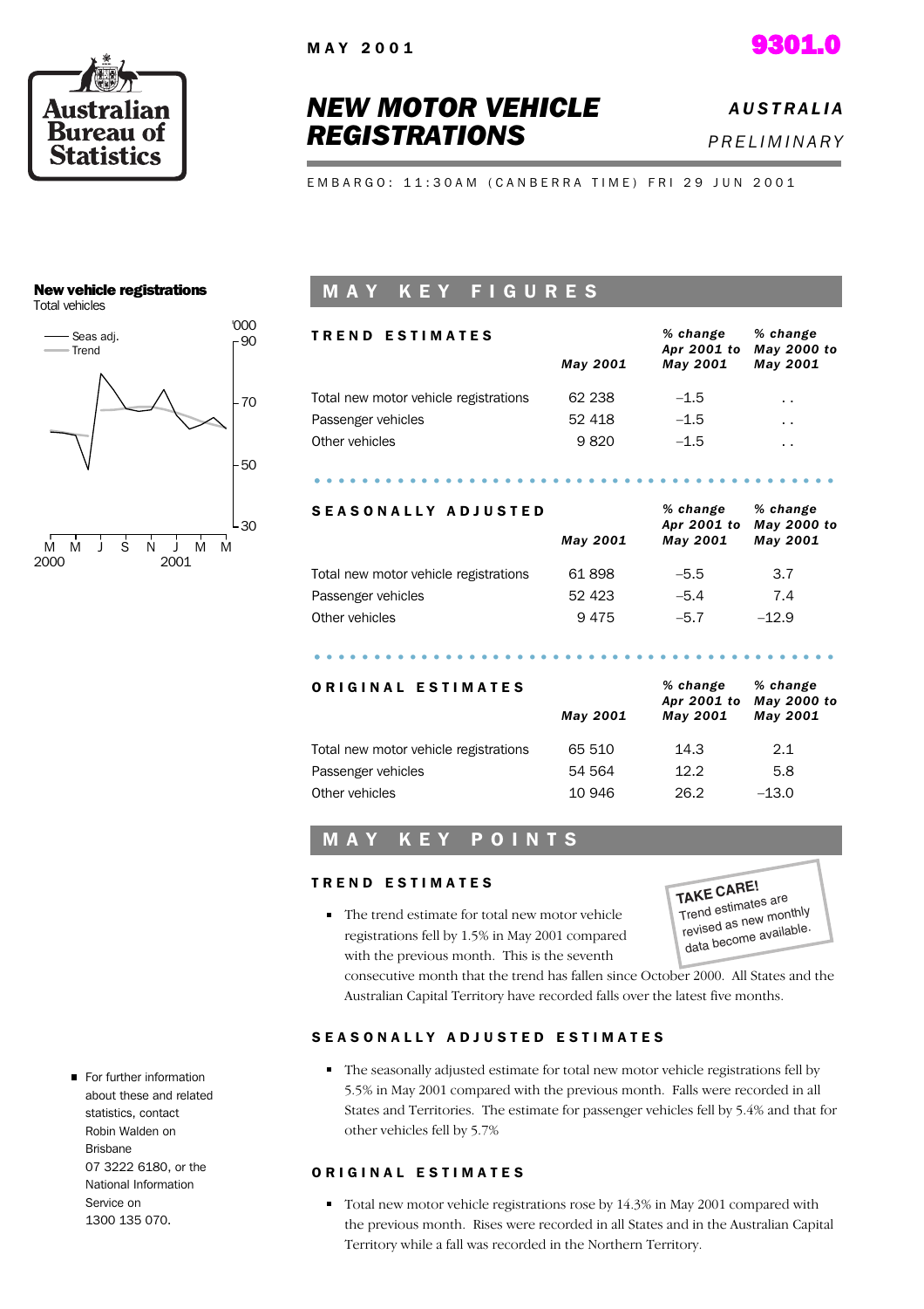MAY 2001

**9301.0**

# NEW MOTOR VEHICLE REGISTRATIONS

*AUSTRALIA*

*PRELIMINARY*

EMBARGO: 11:30AM (CANBERRA TIME) FRI 29 JUN 2001

**New vehicle registrations**
Total vehicles

## MAY KEY FIGURES

| TREND ESTIMATES | May 2001 | % change Apr 2001 to May 2001 | % change May 2000 to May 2001 |
|---|---|---|---|
| Total new motor vehicle registrations | 62 238 | –1.5 | . . |
| Passenger vehicles | 52 418 | –1.5 | . . |
| Other vehicles | 9 820 | –1.5 | . . |

| SEASONALLY ADJUSTED | May 2001 | % change Apr 2001 to May 2001 | % change May 2000 to May 2001 |
|---|---|---|---|
| Total new motor vehicle registrations | 61 898 | –5.5 | 3.7 |
| Passenger vehicles | 52 423 | –5.4 | 7.4 |
| Other vehicles | 9 475 | –5.7 | –12.9 |

| ORIGINAL ESTIMATES | May 2001 | % change Apr 2001 to May 2001 | % change May 2000 to May 2001 |
|---|---|---|---|
| Total new motor vehicle registrations | 65 510 | 14.3 | 2.1 |
| Passenger vehicles | 54 564 | 12.2 | 5.8 |
| Other vehicles | 10 946 | 26.2 | –13.0 |

## MAY KEY POINTS

### TREND ESTIMATES

**TAKE CARE!** Trend estimates are revised as new monthly data become available.

- The trend estimate for total new motor vehicle registrations fell by 1.5% in May 2001 compared with the previous month. This is the seventh consecutive month that the trend has fallen since October 2000. All States and the Australian Capital Territory have recorded falls over the latest five months.

### SEASONALLY ADJUSTED ESTIMATES

- The seasonally adjusted estimate for total new motor vehicle registrations fell by 5.5% in May 2001 compared with the previous month. Falls were recorded in all States and Territories. The estimate for passenger vehicles fell by 5.4% and that for other vehicles fell by 5.7%

### ORIGINAL ESTIMATES

- Total new motor vehicle registrations rose by 14.3% in May 2001 compared with the previous month. Rises were recorded in all States and in the Australian Capital Territory while a fall was recorded in the Northern Territory.

- For further information about these and related statistics, contact Robin Walden on Brisbane 07 3222 6180, or the National Information Service on 1300 135 070.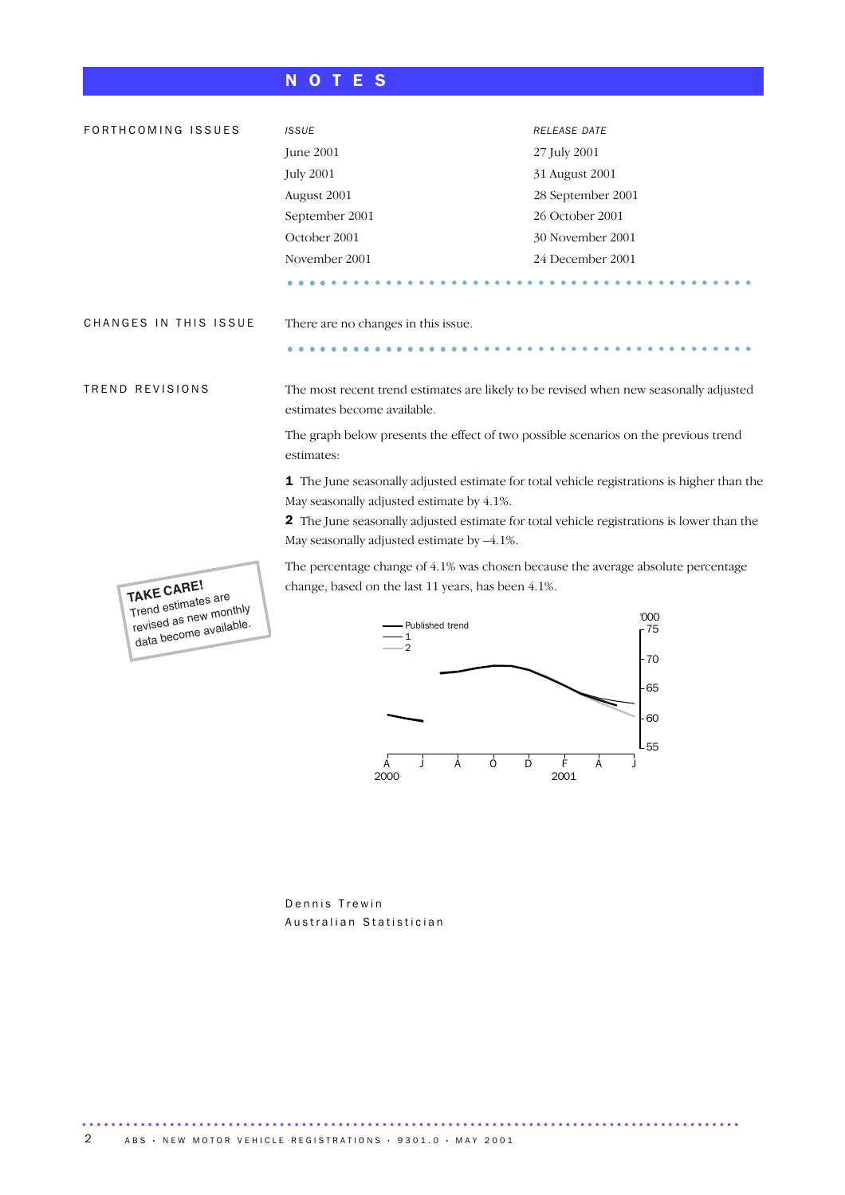# NOTES

## FORTHCOMING ISSUES

| *ISSUE* | *RELEASE DATE* |
| --- | --- |
| June 2001 | 27 July 2001 |
| July 2001 | 31 August 2001 |
| August 2001 | 28 September 2001 |
| September 2001 | 26 October 2001 |
| October 2001 | 30 November 2001 |
| November 2001 | 24 December 2001 |

## CHANGES IN THIS ISSUE

There are no changes in this issue.

## TREND REVISIONS

The most recent trend estimates are likely to be revised when new seasonally adjusted estimates become available.

The graph below presents the effect of two possible scenarios on the previous trend estimates:

**1** The June seasonally adjusted estimate for total vehicle registrations is higher than the May seasonally adjusted estimate by 4.1%.

**2** The June seasonally adjusted estimate for total vehicle registrations is lower than the May seasonally adjusted estimate by –4.1%.

The percentage change of 4.1% was chosen because the average absolute percentage change, based on the last 11 years, has been 4.1%.

**TAKE CARE!** Trend estimates are revised as new monthly data become available.

Dennis Trewin
Australian Statistician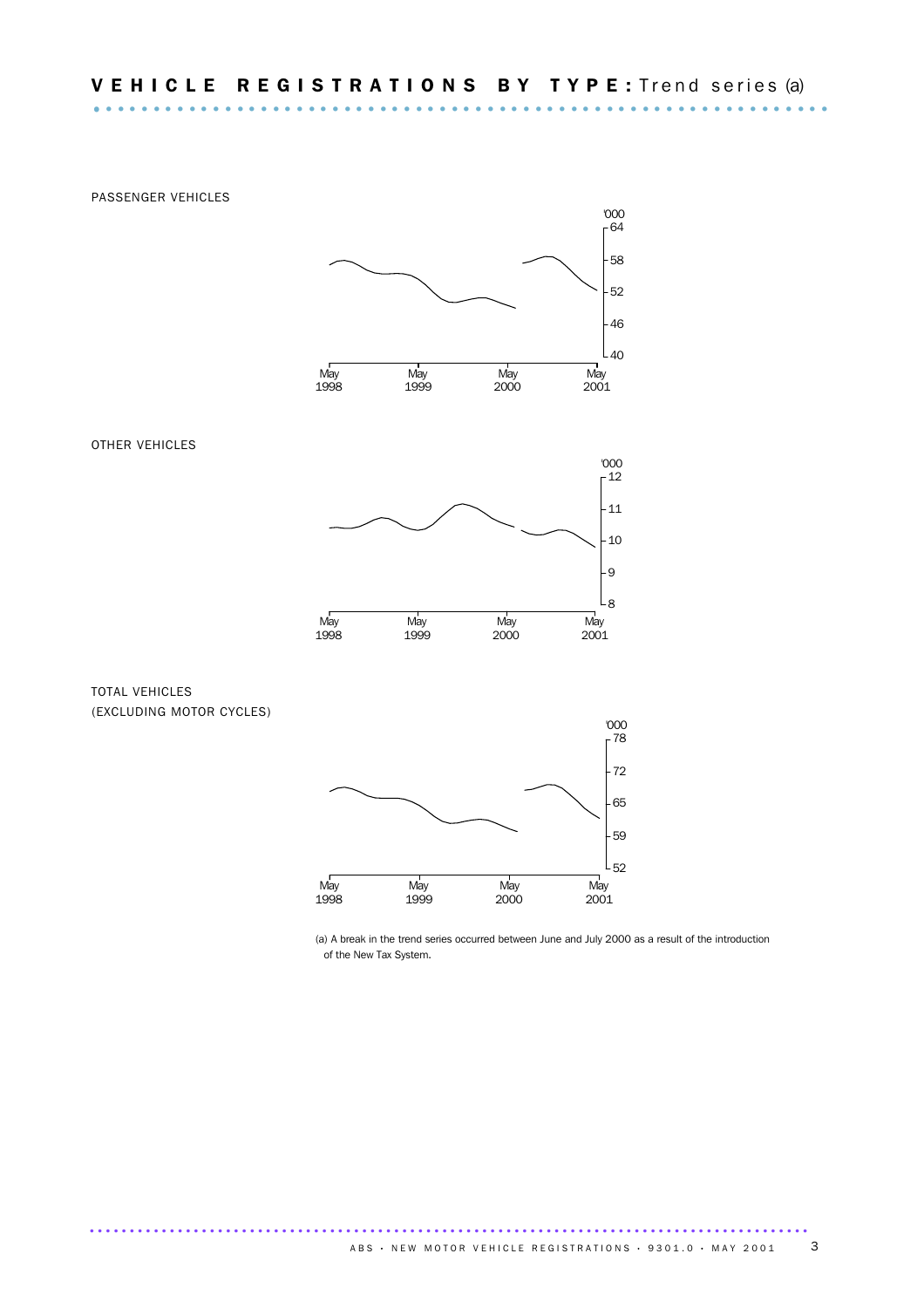## VEHICLE REGISTRATIONS BY TYPE: Trend series (a)

PASSENGER VEHICLES

OTHER VEHICLES

TOTAL VEHICLES (EXCLUDING MOTOR CYCLES)

(a) A break in the trend series occurred between June and July 2000 as a result of the introduction of the New Tax System.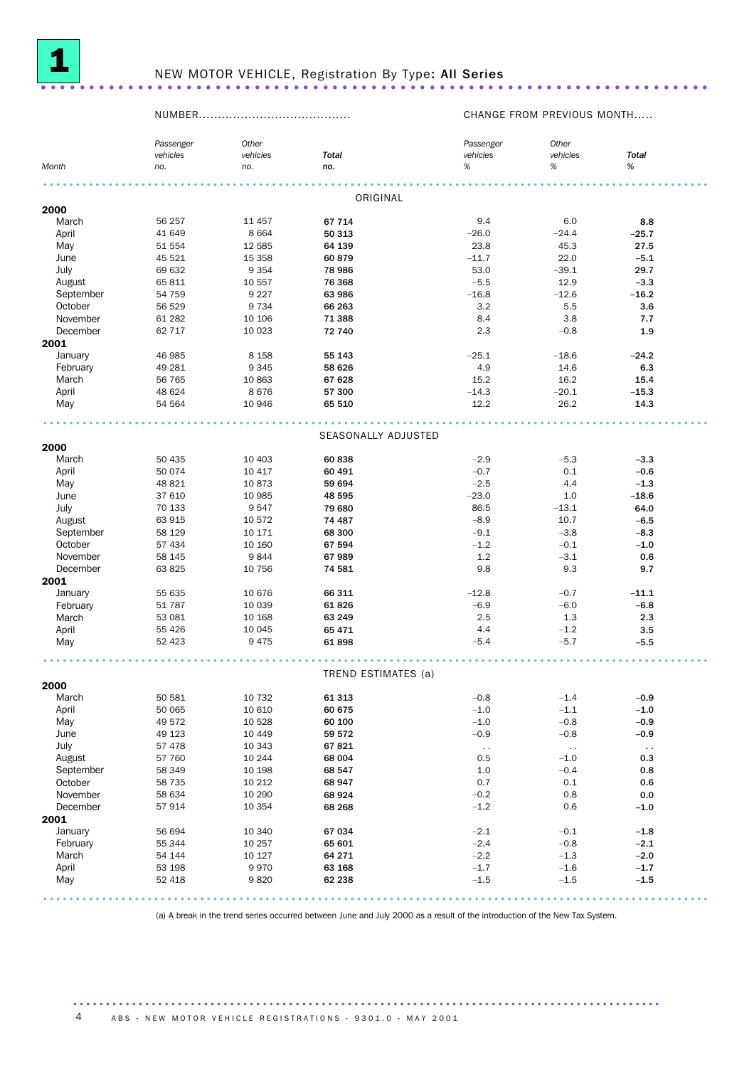# 1 NEW MOTOR VEHICLE, Registration By Type: **All Series**

| | NUMBER........................................ | | | CHANGE FROM PREVIOUS MONTH..... | | |
|---|---|---|---|---|---|---|
| Month | *Passenger vehicles no.* | *Other vehicles no.* | ***Total no.*** | *Passenger vehicles %* | *Other vehicles %* | ***Total %*** |
| | | | ORIGINAL | | | |
| **2000** | | | | | | |
| March | 56 257 | 11 457 | **67 714** | 9.4 | 6.0 | **8.8** |
| April | 41 649 | 8 664 | **50 313** | –26.0 | –24.4 | **–25.7** |
| May | 51 554 | 12 585 | **64 139** | 23.8 | 45.3 | **27.5** |
| June | 45 521 | 15 358 | **60 879** | –11.7 | 22.0 | **–5.1** |
| July | 69 632 | 9 354 | **78 986** | 53.0 | –39.1 | **29.7** |
| August | 65 811 | 10 557 | **76 368** | –5.5 | 12.9 | **–3.3** |
| September | 54 759 | 9 227 | **63 986** | –16.8 | –12.6 | **–16.2** |
| October | 56 529 | 9 734 | **66 263** | 3.2 | 5.5 | **3.6** |
| November | 61 282 | 10 106 | **71 388** | 8.4 | 3.8 | **7.7** |
| December | 62 717 | 10 023 | **72 740** | 2.3 | –0.8 | **1.9** |
| **2001** | | | | | | |
| January | 46 985 | 8 158 | **55 143** | –25.1 | –18.6 | **–24.2** |
| February | 49 281 | 9 345 | **58 626** | 4.9 | 14.6 | **6.3** |
| March | 56 765 | 10 863 | **67 628** | 15.2 | 16.2 | **15.4** |
| April | 48 624 | 8 676 | **57 300** | –14.3 | –20.1 | **–15.3** |
| May | 54 564 | 10 946 | **65 510** | 12.2 | 26.2 | **14.3** |
| | | | SEASONALLY ADJUSTED | | | |
| **2000** | | | | | | |
| March | 50 435 | 10 403 | **60 838** | –2.9 | –5.3 | **–3.3** |
| April | 50 074 | 10 417 | **60 491** | –0.7 | 0.1 | **–0.6** |
| May | 48 821 | 10 873 | **59 694** | –2.5 | 4.4 | **–1.3** |
| June | 37 610 | 10 985 | **48 595** | –23.0 | 1.0 | **–18.6** |
| July | 70 133 | 9 547 | **79 680** | 86.5 | –13.1 | **64.0** |
| August | 63 915 | 10 572 | **74 487** | –8.9 | 10.7 | **–6.5** |
| September | 58 129 | 10 171 | **68 300** | –9.1 | –3.8 | **–8.3** |
| October | 57 434 | 10 160 | **67 594** | –1.2 | –0.1 | **–1.0** |
| November | 58 145 | 9 844 | **67 989** | 1.2 | –3.1 | **0.6** |
| December | 63 825 | 10 756 | **74 581** | 9.8 | 9.3 | **9.7** |
| **2001** | | | | | | |
| January | 55 635 | 10 676 | **66 311** | –12.8 | –0.7 | **–11.1** |
| February | 51 787 | 10 039 | **61 826** | –6.9 | –6.0 | **–6.8** |
| March | 53 081 | 10 168 | **63 249** | 2.5 | 1.3 | **2.3** |
| April | 55 426 | 10 045 | **65 471** | 4.4 | –1.2 | **3.5** |
| May | 52 423 | 9 475 | **61 898** | –5.4 | –5.7 | **–5.5** |
| | | | TREND ESTIMATES (a) | | | |
| **2000** | | | | | | |
| March | 50 581 | 10 732 | **61 313** | –0.8 | –1.4 | **–0.9** |
| April | 50 065 | 10 610 | **60 675** | –1.0 | –1.1 | **–1.0** |
| May | 49 572 | 10 528 | **60 100** | –1.0 | –0.8 | **–0.9** |
| June | 49 123 | 10 449 | **59 572** | –0.9 | –0.8 | **–0.9** |
| July | 57 478 | 10 343 | **67 821** | . . | . . | **. .** |
| August | 57 760 | 10 244 | **68 004** | 0.5 | –1.0 | **0.3** |
| September | 58 349 | 10 198 | **68 547** | 1.0 | –0.4 | **0.8** |
| October | 58 735 | 10 212 | **68 947** | 0.7 | 0.1 | **0.6** |
| November | 58 634 | 10 290 | **68 924** | –0.2 | 0.8 | **0.0** |
| December | 57 914 | 10 354 | **68 268** | –1.2 | 0.6 | **–1.0** |
| **2001** | | | | | | |
| January | 56 694 | 10 340 | **67 034** | –2.1 | –0.1 | **–1.8** |
| February | 55 344 | 10 257 | **65 601** | –2.4 | –0.8 | **–2.1** |
| March | 54 144 | 10 127 | **64 271** | –2.2 | –1.3 | **–2.0** |
| April | 53 198 | 9 970 | **63 168** | –1.7 | –1.6 | **–1.7** |
| May | 52 418 | 9 820 | **62 238** | –1.5 | –1.5 | **–1.5** |

(a) A break in the trend series occurred between June and July 2000 as a result of the introduction of the New Tax System.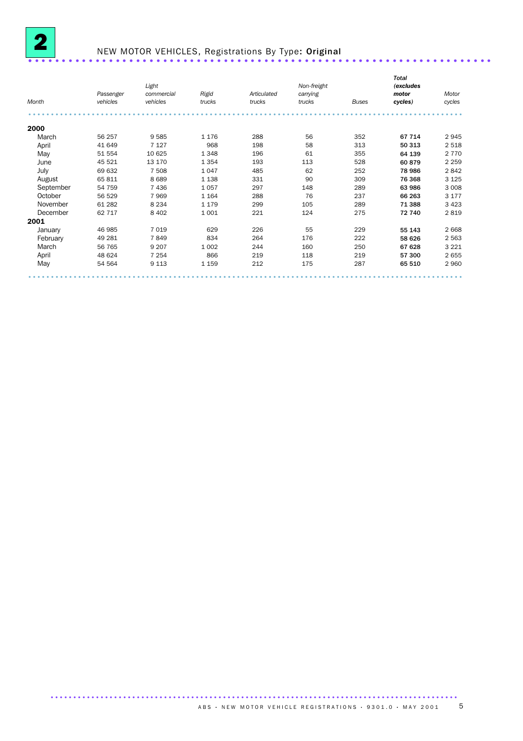# 2 NEW MOTOR VEHICLES, Registrations By Type: Original

| Month | Passenger vehicles | Light commercial vehicles | Rigid trucks | Articulated trucks | Non-freight carrying trucks | Buses | **Total (excludes motor cycles)** | Motor cycles |
|---|---|---|---|---|---|---|---|---|
| **2000** | | | | | | | | |
| March | 56 257 | 9 585 | 1 176 | 288 | 56 | 352 | **67 714** | 2 945 |
| April | 41 649 | 7 127 | 968 | 198 | 58 | 313 | **50 313** | 2 518 |
| May | 51 554 | 10 625 | 1 348 | 196 | 61 | 355 | **64 139** | 2 770 |
| June | 45 521 | 13 170 | 1 354 | 193 | 113 | 528 | **60 879** | 2 259 |
| July | 69 632 | 7 508 | 1 047 | 485 | 62 | 252 | **78 986** | 2 842 |
| August | 65 811 | 8 689 | 1 138 | 331 | 90 | 309 | **76 368** | 3 125 |
| September | 54 759 | 7 436 | 1 057 | 297 | 148 | 289 | **63 986** | 3 008 |
| October | 56 529 | 7 969 | 1 164 | 288 | 76 | 237 | **66 263** | 3 177 |
| November | 61 282 | 8 234 | 1 179 | 299 | 105 | 289 | **71 388** | 3 423 |
| December | 62 717 | 8 402 | 1 001 | 221 | 124 | 275 | **72 740** | 2 819 |
| **2001** | | | | | | | | |
| January | 46 985 | 7 019 | 629 | 226 | 55 | 229 | **55 143** | 2 668 |
| February | 49 281 | 7 849 | 834 | 264 | 176 | 222 | **58 626** | 2 563 |
| March | 56 765 | 9 207 | 1 002 | 244 | 160 | 250 | **67 628** | 3 221 |
| April | 48 624 | 7 254 | 866 | 219 | 118 | 219 | **57 300** | 2 655 |
| May | 54 564 | 9 113 | 1 159 | 212 | 175 | 287 | **65 510** | 2 960 |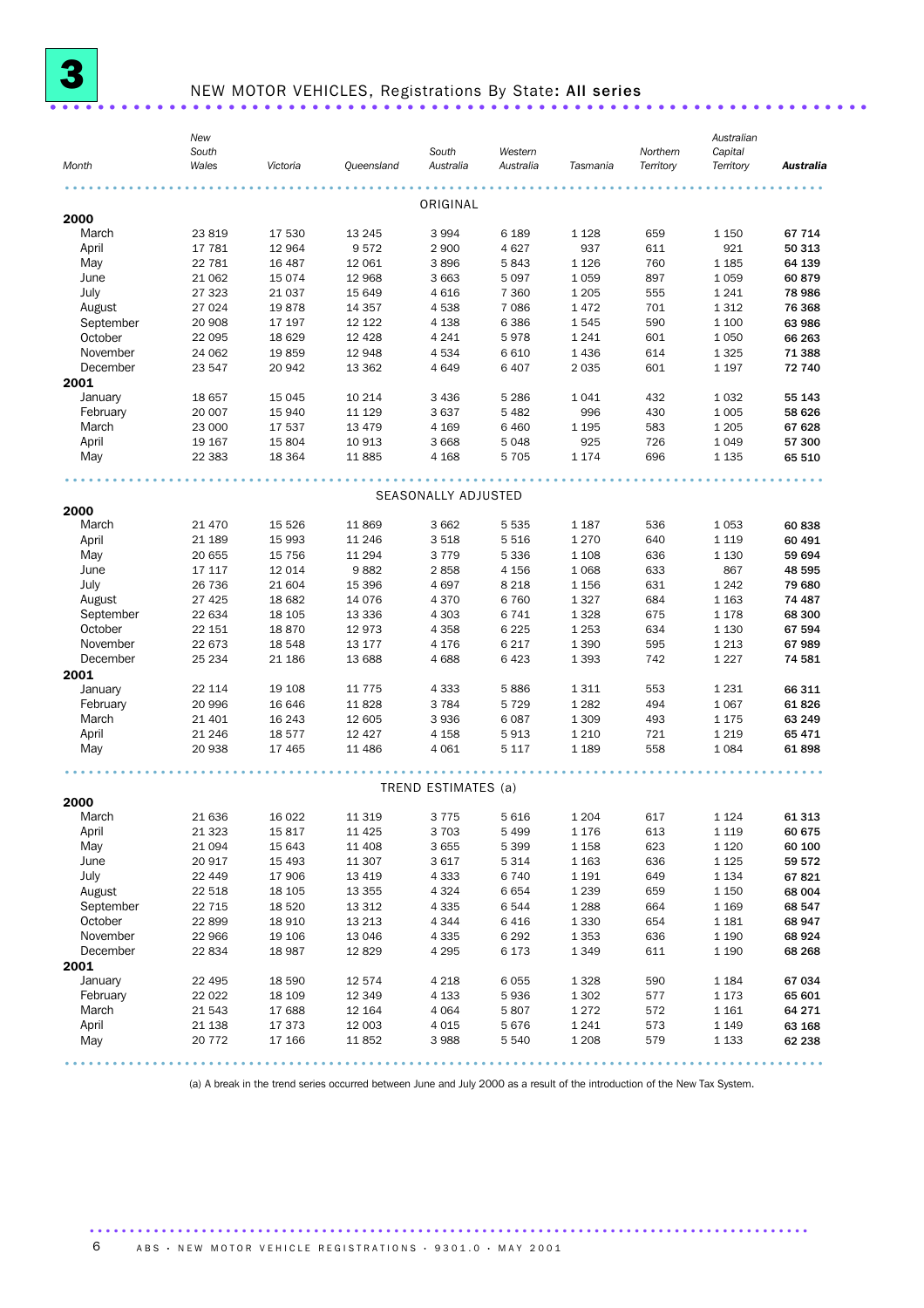# 3 NEW MOTOR VEHICLES, Registrations By State: All series

| Month | New South Wales | Victoria | Queensland | South Australia | Western Australia | Tasmania | Northern Territory | Australian Capital Territory | **Australia** |
|---|---|---|---|---|---|---|---|---|---|
| | | | | ORIGINAL | | | | | |
| **2000** | | | | | | | | | |
| March | 23 819 | 17 530 | 13 245 | 3 994 | 6 189 | 1 128 | 659 | 1 150 | **67 714** |
| April | 17 781 | 12 964 | 9 572 | 2 900 | 4 627 | 937 | 611 | 921 | **50 313** |
| May | 22 781 | 16 487 | 12 061 | 3 896 | 5 843 | 1 126 | 760 | 1 185 | **64 139** |
| June | 21 062 | 15 074 | 12 968 | 3 663 | 5 097 | 1 059 | 897 | 1 059 | **60 879** |
| July | 27 323 | 21 037 | 15 649 | 4 616 | 7 360 | 1 205 | 555 | 1 241 | **78 986** |
| August | 27 024 | 19 878 | 14 357 | 4 538 | 7 086 | 1 472 | 701 | 1 312 | **76 368** |
| September | 20 908 | 17 197 | 12 122 | 4 138 | 6 386 | 1 545 | 590 | 1 100 | **63 986** |
| October | 22 095 | 18 629 | 12 428 | 4 241 | 5 978 | 1 241 | 601 | 1 050 | **66 263** |
| November | 24 062 | 19 859 | 12 948 | 4 534 | 6 610 | 1 436 | 614 | 1 325 | **71 388** |
| December | 23 547 | 20 942 | 13 362 | 4 649 | 6 407 | 2 035 | 601 | 1 197 | **72 740** |
| **2001** | | | | | | | | | |
| January | 18 657 | 15 045 | 10 214 | 3 436 | 5 286 | 1 041 | 432 | 1 032 | **55 143** |
| February | 20 007 | 15 940 | 11 129 | 3 637 | 5 482 | 996 | 430 | 1 005 | **58 626** |
| March | 23 000 | 17 537 | 13 479 | 4 169 | 6 460 | 1 195 | 583 | 1 205 | **67 628** |
| April | 19 167 | 15 804 | 10 913 | 3 668 | 5 048 | 925 | 726 | 1 049 | **57 300** |
| May | 22 383 | 18 364 | 11 885 | 4 168 | 5 705 | 1 174 | 696 | 1 135 | **65 510** |
| | | | | SEASONALLY ADJUSTED | | | | | |
| **2000** | | | | | | | | | |
| March | 21 470 | 15 526 | 11 869 | 3 662 | 5 535 | 1 187 | 536 | 1 053 | **60 838** |
| April | 21 189 | 15 993 | 11 246 | 3 518 | 5 516 | 1 270 | 640 | 1 119 | **60 491** |
| May | 20 655 | 15 756 | 11 294 | 3 779 | 5 336 | 1 108 | 636 | 1 130 | **59 694** |
| June | 17 117 | 12 014 | 9 882 | 2 858 | 4 156 | 1 068 | 633 | 867 | **48 595** |
| July | 26 736 | 21 604 | 15 396 | 4 697 | 8 218 | 1 156 | 631 | 1 242 | **79 680** |
| August | 27 425 | 18 682 | 14 076 | 4 370 | 6 760 | 1 327 | 684 | 1 163 | **74 487** |
| September | 22 634 | 18 105 | 13 336 | 4 303 | 6 741 | 1 328 | 675 | 1 178 | **68 300** |
| October | 22 151 | 18 870 | 12 973 | 4 358 | 6 225 | 1 253 | 634 | 1 130 | **67 594** |
| November | 22 673 | 18 548 | 13 177 | 4 176 | 6 217 | 1 390 | 595 | 1 213 | **67 989** |
| December | 25 234 | 21 186 | 13 688 | 4 688 | 6 423 | 1 393 | 742 | 1 227 | **74 581** |
| **2001** | | | | | | | | | |
| January | 22 114 | 19 108 | 11 775 | 4 333 | 5 886 | 1 311 | 553 | 1 231 | **66 311** |
| February | 20 996 | 16 646 | 11 828 | 3 784 | 5 729 | 1 282 | 494 | 1 067 | **61 826** |
| March | 21 401 | 16 243 | 12 605 | 3 936 | 6 087 | 1 309 | 493 | 1 175 | **63 249** |
| April | 21 246 | 18 577 | 12 427 | 4 158 | 5 913 | 1 210 | 721 | 1 219 | **65 471** |
| May | 20 938 | 17 465 | 11 486 | 4 061 | 5 117 | 1 189 | 558 | 1 084 | **61 898** |
| | | | | TREND ESTIMATES (a) | | | | | |
| **2000** | | | | | | | | | |
| March | 21 636 | 16 022 | 11 319 | 3 775 | 5 616 | 1 204 | 617 | 1 124 | **61 313** |
| April | 21 323 | 15 817 | 11 425 | 3 703 | 5 499 | 1 176 | 613 | 1 119 | **60 675** |
| May | 21 094 | 15 643 | 11 408 | 3 655 | 5 399 | 1 158 | 623 | 1 120 | **60 100** |
| June | 20 917 | 15 493 | 11 307 | 3 617 | 5 314 | 1 163 | 636 | 1 125 | **59 572** |
| July | 22 449 | 17 906 | 13 419 | 4 333 | 6 740 | 1 191 | 649 | 1 134 | **67 821** |
| August | 22 518 | 18 105 | 13 355 | 4 324 | 6 654 | 1 239 | 659 | 1 150 | **68 004** |
| September | 22 715 | 18 520 | 13 312 | 4 335 | 6 544 | 1 288 | 664 | 1 169 | **68 547** |
| October | 22 899 | 18 910 | 13 213 | 4 344 | 6 416 | 1 330 | 654 | 1 181 | **68 947** |
| November | 22 966 | 19 106 | 13 046 | 4 335 | 6 292 | 1 353 | 636 | 1 190 | **68 924** |
| December | 22 834 | 18 987 | 12 829 | 4 295 | 6 173 | 1 349 | 611 | 1 190 | **68 268** |
| **2001** | | | | | | | | | |
| January | 22 495 | 18 590 | 12 574 | 4 218 | 6 055 | 1 328 | 590 | 1 184 | **67 034** |
| February | 22 022 | 18 109 | 12 349 | 4 133 | 5 936 | 1 302 | 577 | 1 173 | **65 601** |
| March | 21 543 | 17 688 | 12 164 | 4 064 | 5 807 | 1 272 | 572 | 1 161 | **64 271** |
| April | 21 138 | 17 373 | 12 003 | 4 015 | 5 676 | 1 241 | 573 | 1 149 | **63 168** |
| May | 20 772 | 17 166 | 11 852 | 3 988 | 5 540 | 1 208 | 579 | 1 133 | **62 238** |

(a) A break in the trend series occurred between June and July 2000 as a result of the introduction of the New Tax System.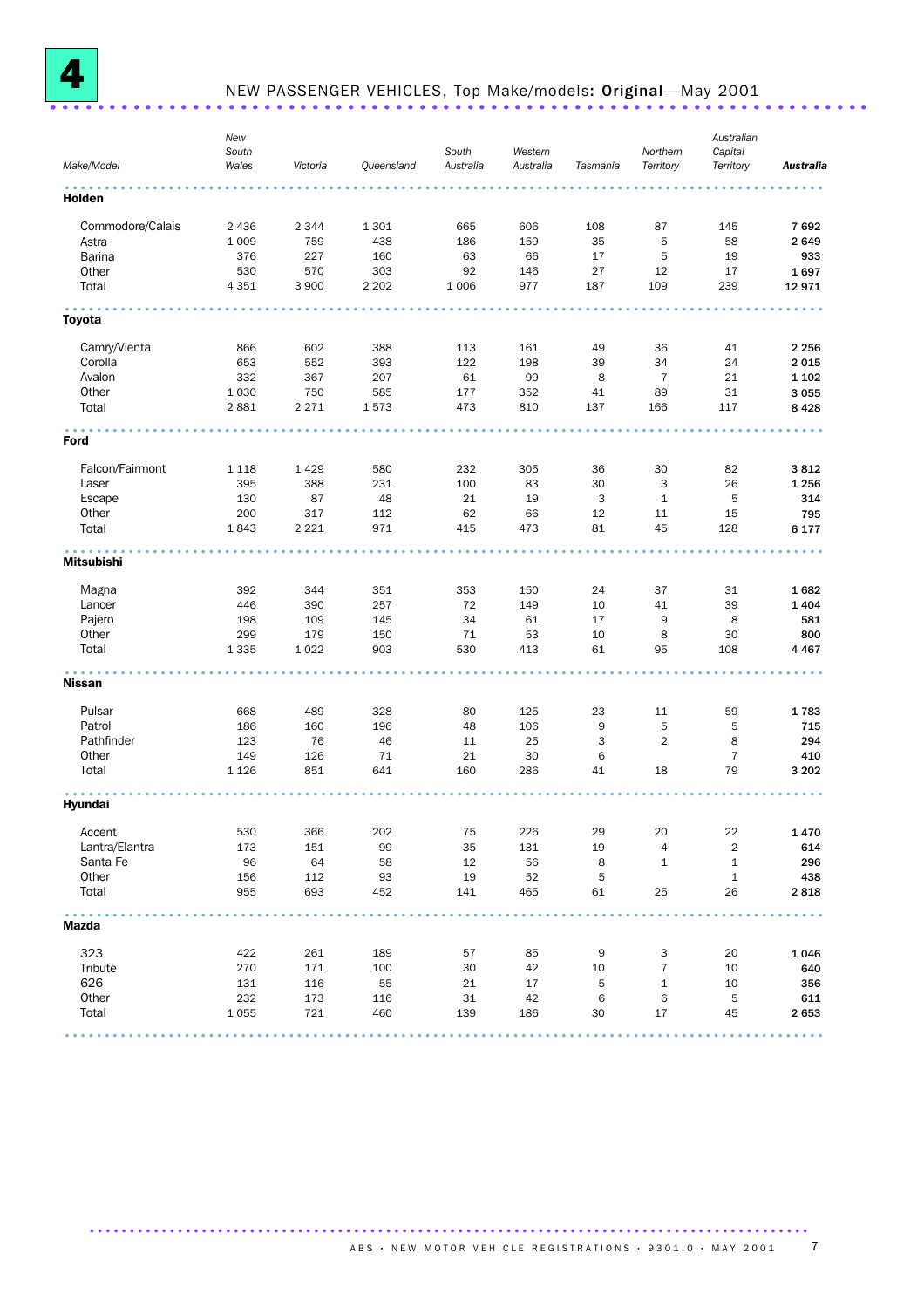## 4 NEW PASSENGER VEHICLES, Top Make/models: **Original**—May 2001

| Make/Model | New South Wales | Victoria | Queensland | South Australia | Western Australia | Tasmania | Northern Territory | Australian Capital Territory | **Australia** |
|---|---|---|---|---|---|---|---|---|---|
| **Holden** | | | | | | | | | |
| Commodore/Calais | 2 436 | 2 344 | 1 301 | 665 | 606 | 108 | 87 | 145 | **7 692** |
| Astra | 1 009 | 759 | 438 | 186 | 159 | 35 | 5 | 58 | **2 649** |
| Barina | 376 | 227 | 160 | 63 | 66 | 17 | 5 | 19 | **933** |
| Other | 530 | 570 | 303 | 92 | 146 | 27 | 12 | 17 | **1 697** |
| Total | 4 351 | 3 900 | 2 202 | 1 006 | 977 | 187 | 109 | 239 | **12 971** |
| **Toyota** | | | | | | | | | |
| Camry/Vienta | 866 | 602 | 388 | 113 | 161 | 49 | 36 | 41 | **2 256** |
| Corolla | 653 | 552 | 393 | 122 | 198 | 39 | 34 | 24 | **2 015** |
| Avalon | 332 | 367 | 207 | 61 | 99 | 8 | 7 | 21 | **1 102** |
| Other | 1 030 | 750 | 585 | 177 | 352 | 41 | 89 | 31 | **3 055** |
| Total | 2 881 | 2 271 | 1 573 | 473 | 810 | 137 | 166 | 117 | **8 428** |
| **Ford** | | | | | | | | | |
| Falcon/Fairmont | 1 118 | 1 429 | 580 | 232 | 305 | 36 | 30 | 82 | **3 812** |
| Laser | 395 | 388 | 231 | 100 | 83 | 30 | 3 | 26 | **1 256** |
| Escape | 130 | 87 | 48 | 21 | 19 | 3 | 1 | 5 | **314** |
| Other | 200 | 317 | 112 | 62 | 66 | 12 | 11 | 15 | **795** |
| Total | 1 843 | 2 221 | 971 | 415 | 473 | 81 | 45 | 128 | **6 177** |
| **Mitsubishi** | | | | | | | | | |
| Magna | 392 | 344 | 351 | 353 | 150 | 24 | 37 | 31 | **1 682** |
| Lancer | 446 | 390 | 257 | 72 | 149 | 10 | 41 | 39 | **1 404** |
| Pajero | 198 | 109 | 145 | 34 | 61 | 17 | 9 | 8 | **581** |
| Other | 299 | 179 | 150 | 71 | 53 | 10 | 8 | 30 | **800** |
| Total | 1 335 | 1 022 | 903 | 530 | 413 | 61 | 95 | 108 | **4 467** |
| **Nissan** | | | | | | | | | |
| Pulsar | 668 | 489 | 328 | 80 | 125 | 23 | 11 | 59 | **1 783** |
| Patrol | 186 | 160 | 196 | 48 | 106 | 9 | 5 | 5 | **715** |
| Pathfinder | 123 | 76 | 46 | 11 | 25 | 3 | 2 | 8 | **294** |
| Other | 149 | 126 | 71 | 21 | 30 | 6 | | 7 | **410** |
| Total | 1 126 | 851 | 641 | 160 | 286 | 41 | 18 | 79 | **3 202** |
| **Hyundai** | | | | | | | | | |
| Accent | 530 | 366 | 202 | 75 | 226 | 29 | 20 | 22 | **1 470** |
| Lantra/Elantra | 173 | 151 | 99 | 35 | 131 | 19 | 4 | 2 | **614** |
| Santa Fe | 96 | 64 | 58 | 12 | 56 | 8 | 1 | 1 | **296** |
| Other | 156 | 112 | 93 | 19 | 52 | 5 | | 1 | **438** |
| Total | 955 | 693 | 452 | 141 | 465 | 61 | 25 | 26 | **2 818** |
| **Mazda** | | | | | | | | | |
| 323 | 422 | 261 | 189 | 57 | 85 | 9 | 3 | 20 | **1 046** |
| Tribute | 270 | 171 | 100 | 30 | 42 | 10 | 7 | 10 | **640** |
| 626 | 131 | 116 | 55 | 21 | 17 | 5 | 1 | 10 | **356** |
| Other | 232 | 173 | 116 | 31 | 42 | 6 | 6 | 5 | **611** |
| Total | 1 055 | 721 | 460 | 139 | 186 | 30 | 17 | 45 | **2 653** |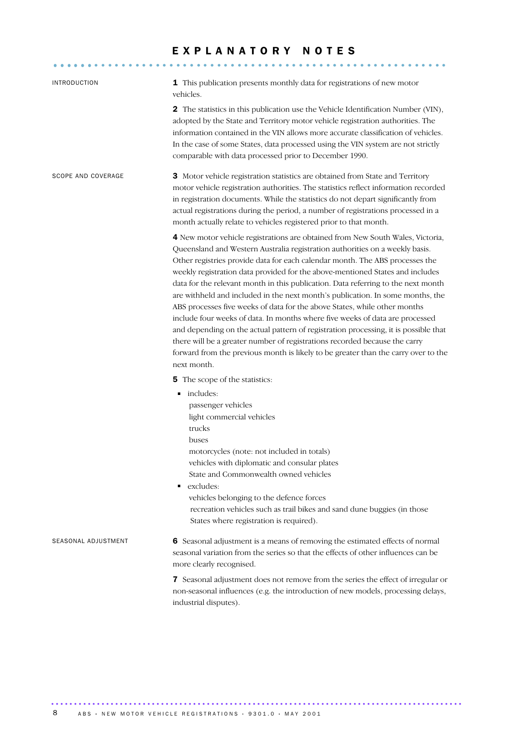# EXPLANATORY NOTES

## INTRODUCTION

**1** This publication presents monthly data for registrations of new motor vehicles.

**2** The statistics in this publication use the Vehicle Identification Number (VIN), adopted by the State and Territory motor vehicle registration authorities. The information contained in the VIN allows more accurate classification of vehicles. In the case of some States, data processed using the VIN system are not strictly comparable with data processed prior to December 1990.

## SCOPE AND COVERAGE

**3** Motor vehicle registration statistics are obtained from State and Territory motor vehicle registration authorities. The statistics reflect information recorded in registration documents. While the statistics do not depart significantly from actual registrations during the period, a number of registrations processed in a month actually relate to vehicles registered prior to that month.

**4** New motor vehicle registrations are obtained from New South Wales, Victoria, Queensland and Western Australia registration authorities on a weekly basis. Other registries provide data for each calendar month. The ABS processes the weekly registration data provided for the above-mentioned States and includes data for the relevant month in this publication. Data referring to the next month are withheld and included in the next month's publication. In some months, the ABS processes five weeks of data for the above States, while other months include four weeks of data. In months where five weeks of data are processed and depending on the actual pattern of registration processing, it is possible that there will be a greater number of registrations recorded because the carry forward from the previous month is likely to be greater than the carry over to the next month.

**5** The scope of the statistics:

- includes:
  - passenger vehicles
  - light commercial vehicles
  - trucks
  - buses
  - motorcycles (note: not included in totals)
  - vehicles with diplomatic and consular plates
  - State and Commonwealth owned vehicles
- excludes:
  - vehicles belonging to the defence forces
  - recreation vehicles such as trail bikes and sand dune buggies (in those States where registration is required).

## SEASONAL ADJUSTMENT

**6** Seasonal adjustment is a means of removing the estimated effects of normal seasonal variation from the series so that the effects of other influences can be more clearly recognised.

**7** Seasonal adjustment does not remove from the series the effect of irregular or non-seasonal influences (e.g. the introduction of new models, processing delays, industrial disputes).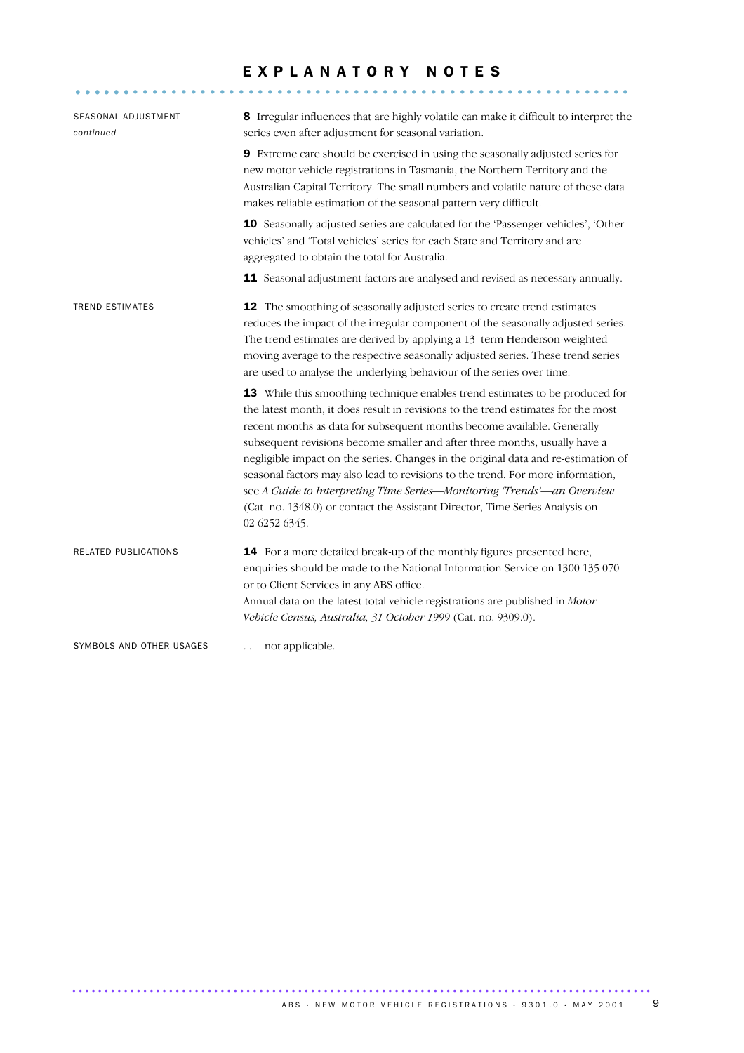# EXPLANATORY NOTES

## SEASONAL ADJUSTMENT *continued*

**8** Irregular influences that are highly volatile can make it difficult to interpret the series even after adjustment for seasonal variation.

**9** Extreme care should be exercised in using the seasonally adjusted series for new motor vehicle registrations in Tasmania, the Northern Territory and the Australian Capital Territory. The small numbers and volatile nature of these data makes reliable estimation of the seasonal pattern very difficult.

**10** Seasonally adjusted series are calculated for the 'Passenger vehicles', 'Other vehicles' and 'Total vehicles' series for each State and Territory and are aggregated to obtain the total for Australia.

**11** Seasonal adjustment factors are analysed and revised as necessary annually.

## TREND ESTIMATES

**12** The smoothing of seasonally adjusted series to create trend estimates reduces the impact of the irregular component of the seasonally adjusted series. The trend estimates are derived by applying a 13–term Henderson-weighted moving average to the respective seasonally adjusted series. These trend series are used to analyse the underlying behaviour of the series over time.

**13** While this smoothing technique enables trend estimates to be produced for the latest month, it does result in revisions to the trend estimates for the most recent months as data for subsequent months become available. Generally subsequent revisions become smaller and after three months, usually have a negligible impact on the series. Changes in the original data and re-estimation of seasonal factors may also lead to revisions to the trend. For more information, see *A Guide to Interpreting Time Series—Monitoring 'Trends'—an Overview* (Cat. no. 1348.0) or contact the Assistant Director, Time Series Analysis on 02 6252 6345.

## RELATED PUBLICATIONS

**14** For a more detailed break-up of the monthly figures presented here, enquiries should be made to the National Information Service on 1300 135 070 or to Client Services in any ABS office.
Annual data on the latest total vehicle registrations are published in *Motor Vehicle Census, Australia, 31 October 1999* (Cat. no. 9309.0).

## SYMBOLS AND OTHER USAGES

.. not applicable.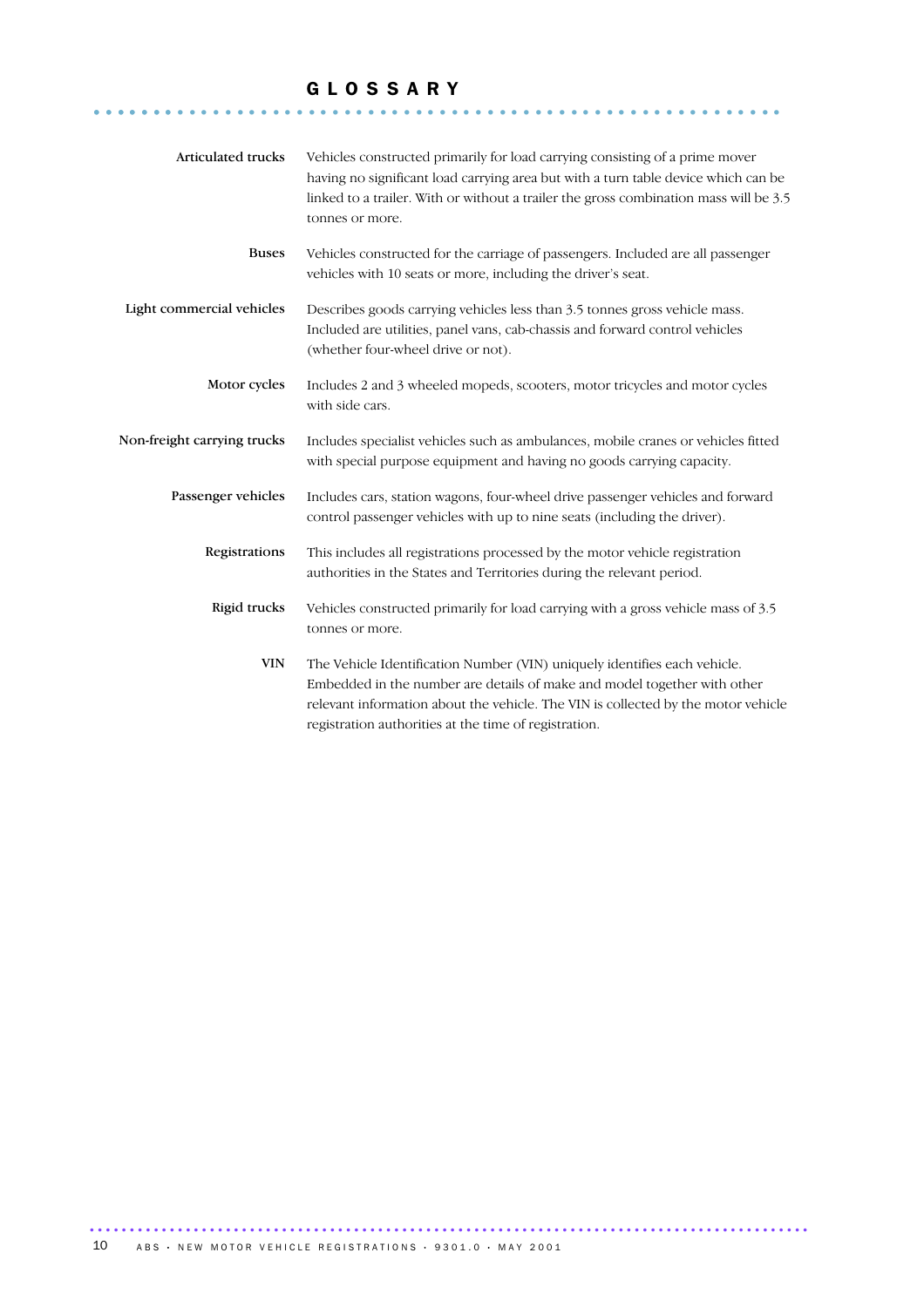# GLOSSARY

**Articulated trucks**
Vehicles constructed primarily for load carrying consisting of a prime mover having no significant load carrying area but with a turn table device which can be linked to a trailer. With or without a trailer the gross combination mass will be 3.5 tonnes or more.

**Buses**
Vehicles constructed for the carriage of passengers. Included are all passenger vehicles with 10 seats or more, including the driver's seat.

**Light commercial vehicles**
Describes goods carrying vehicles less than 3.5 tonnes gross vehicle mass. Included are utilities, panel vans, cab-chassis and forward control vehicles (whether four-wheel drive or not).

**Motor cycles**
Includes 2 and 3 wheeled mopeds, scooters, motor tricycles and motor cycles with side cars.

**Non-freight carrying trucks**
Includes specialist vehicles such as ambulances, mobile cranes or vehicles fitted with special purpose equipment and having no goods carrying capacity.

**Passenger vehicles**
Includes cars, station wagons, four-wheel drive passenger vehicles and forward control passenger vehicles with up to nine seats (including the driver).

**Registrations**
This includes all registrations processed by the motor vehicle registration authorities in the States and Territories during the relevant period.

**Rigid trucks**
Vehicles constructed primarily for load carrying with a gross vehicle mass of 3.5 tonnes or more.

**VIN**
The Vehicle Identification Number (VIN) uniquely identifies each vehicle. Embedded in the number are details of make and model together with other relevant information about the vehicle. The VIN is collected by the motor vehicle registration authorities at the time of registration.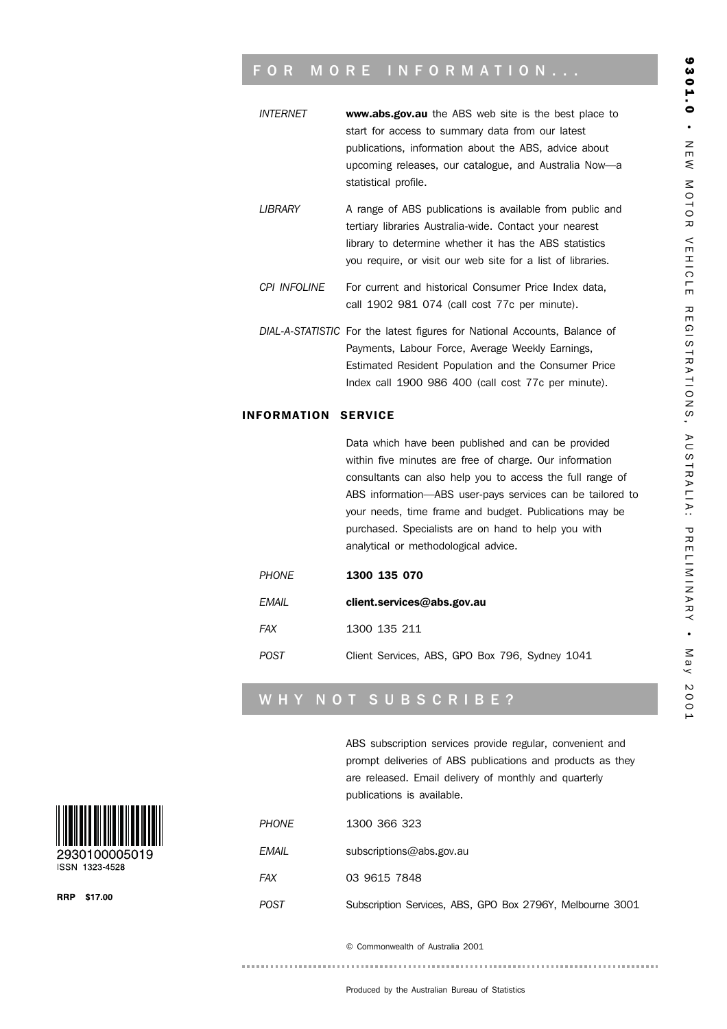## FOR MORE INFORMATION...

| | |
|---|---|
| *INTERNET* | **www.abs.gov.au** the ABS web site is the best place to start for access to summary data from our latest publications, information about the ABS, advice about upcoming releases, our catalogue, and Australia Now—a statistical profile. |
| *LIBRARY* | A range of ABS publications is available from public and tertiary libraries Australia-wide. Contact your nearest library to determine whether it has the ABS statistics you require, or visit our web site for a list of libraries. |
| *CPI INFOLINE* | For current and historical Consumer Price Index data, call 1902 981 074 (call cost 77c per minute). |
| *DIAL-A-STATISTIC* | For the latest figures for National Accounts, Balance of Payments, Labour Force, Average Weekly Earnings, Estimated Resident Population and the Consumer Price Index call 1900 986 400 (call cost 77c per minute). |

### INFORMATION SERVICE

Data which have been published and can be provided within five minutes are free of charge. Our information consultants can also help you to access the full range of ABS information—ABS user-pays services can be tailored to your needs, time frame and budget. Publications may be purchased. Specialists are on hand to help you with analytical or methodological advice.

| | |
|---|---|
| *PHONE* | **1300 135 070** |
| *EMAIL* | **client.services@abs.gov.au** |
| *FAX* | 1300 135 211 |
| *POST* | Client Services, ABS, GPO Box 796, Sydney 1041 |

## WHY NOT SUBSCRIBE?

ABS subscription services provide regular, convenient and prompt deliveries of ABS publications and products as they are released. Email delivery of monthly and quarterly publications is available.

| | |
|---|---|
| *PHONE* | 1300 366 323 |
| *EMAIL* | subscriptions@abs.gov.au |
| *FAX* | 03 9615 7848 |
| *POST* | Subscription Services, ABS, GPO Box 2796Y, Melbourne 3001 |

2930100005019

ISSN 1323-4528

**RRP $17.00**

© Commonwealth of Australia 2001

Produced by the Australian Bureau of Statistics